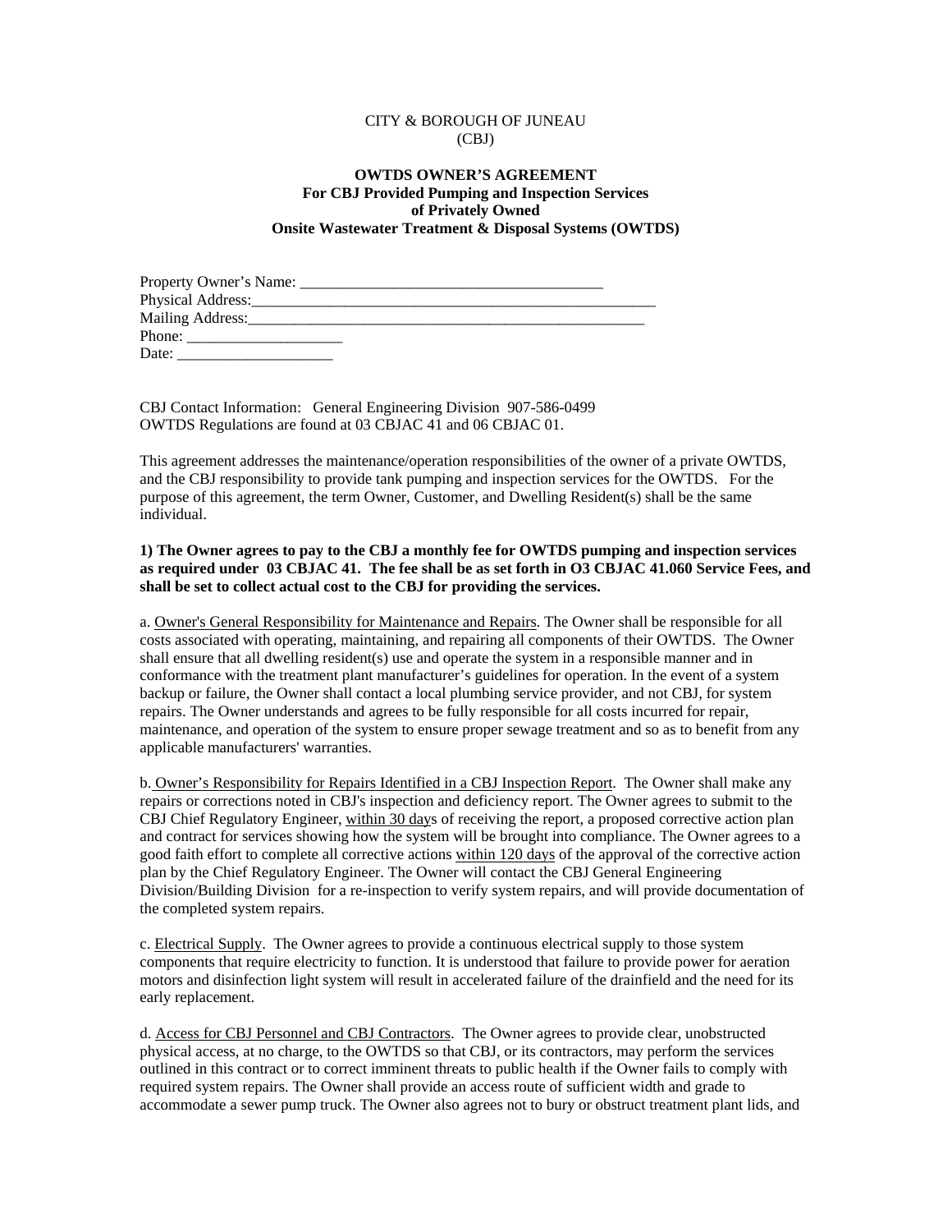CITY & BOROUGH OF JUNEAU
(CBJ)

**OWTDS OWNER'S AGREEMENT**
**For CBJ Provided Pumping and Inspection Services**
**of Privately Owned**
**Onsite Wastewater Treatment & Disposal Systems (OWTDS)**

Property Owner's Name: ________________________________________
Physical Address:________________________________________________________
Mailing Address:________________________________________________________
Phone: ____________________
Date: ____________________

CBJ Contact Information: General Engineering Division 907-586-0499
OWTDS Regulations are found at 03 CBJAC 41 and 06 CBJAC 01.

This agreement addresses the maintenance/operation responsibilities of the owner of a private OWTDS, and the CBJ responsibility to provide tank pumping and inspection services for the OWTDS. For the purpose of this agreement, the term Owner, Customer, and Dwelling Resident(s) shall be the same individual.

**1) The Owner agrees to pay to the CBJ a monthly fee for OWTDS pumping and inspection services as required under 03 CBJAC 41. The fee shall be as set forth in O3 CBJAC 41.060 Service Fees, and shall be set to collect actual cost to the CBJ for providing the services.**

a. Owner's General Responsibility for Maintenance and Repairs. The Owner shall be responsible for all costs associated with operating, maintaining, and repairing all components of their OWTDS. The Owner shall ensure that all dwelling resident(s) use and operate the system in a responsible manner and in conformance with the treatment plant manufacturer's guidelines for operation. In the event of a system backup or failure, the Owner shall contact a local plumbing service provider, and not CBJ, for system repairs. The Owner understands and agrees to be fully responsible for all costs incurred for repair, maintenance, and operation of the system to ensure proper sewage treatment and so as to benefit from any applicable manufacturers' warranties.

b. Owner's Responsibility for Repairs Identified in a CBJ Inspection Report. The Owner shall make any repairs or corrections noted in CBJ's inspection and deficiency report. The Owner agrees to submit to the CBJ Chief Regulatory Engineer, within 30 days of receiving the report, a proposed corrective action plan and contract for services showing how the system will be brought into compliance. The Owner agrees to a good faith effort to complete all corrective actions within 120 days of the approval of the corrective action plan by the Chief Regulatory Engineer. The Owner will contact the CBJ General Engineering Division/Building Division for a re-inspection to verify system repairs, and will provide documentation of the completed system repairs.

c. Electrical Supply. The Owner agrees to provide a continuous electrical supply to those system components that require electricity to function. It is understood that failure to provide power for aeration motors and disinfection light system will result in accelerated failure of the drainfield and the need for its early replacement.

d. Access for CBJ Personnel and CBJ Contractors. The Owner agrees to provide clear, unobstructed physical access, at no charge, to the OWTDS so that CBJ, or its contractors, may perform the services outlined in this contract or to correct imminent threats to public health if the Owner fails to comply with required system repairs. The Owner shall provide an access route of sufficient width and grade to accommodate a sewer pump truck. The Owner also agrees not to bury or obstruct treatment plant lids, and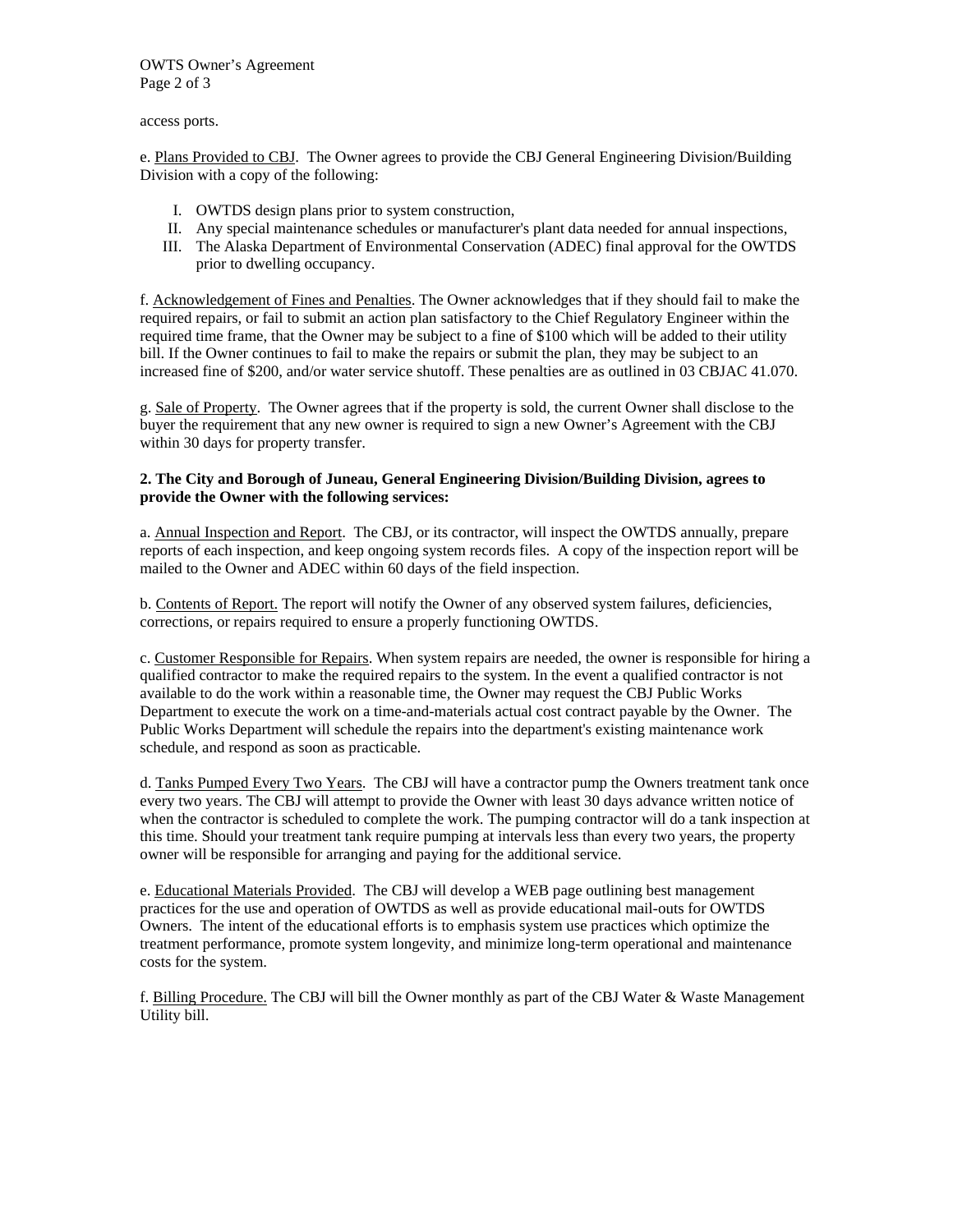access ports.

e. Plans Provided to CBJ. The Owner agrees to provide the CBJ General Engineering Division/Building Division with a copy of the following:

I. OWTDS design plans prior to system construction,
II. Any special maintenance schedules or manufacturer's plant data needed for annual inspections,
III. The Alaska Department of Environmental Conservation (ADEC) final approval for the OWTDS prior to dwelling occupancy.

f. Acknowledgement of Fines and Penalties. The Owner acknowledges that if they should fail to make the required repairs, or fail to submit an action plan satisfactory to the Chief Regulatory Engineer within the required time frame, that the Owner may be subject to a fine of $100 which will be added to their utility bill. If the Owner continues to fail to make the repairs or submit the plan, they may be subject to an increased fine of $200, and/or water service shutoff. These penalties are as outlined in 03 CBJAC 41.070.

g. Sale of Property. The Owner agrees that if the property is sold, the current Owner shall disclose to the buyer the requirement that any new owner is required to sign a new Owner's Agreement with the CBJ within 30 days for property transfer.

**2. The City and Borough of Juneau, General Engineering Division/Building Division, agrees to provide the Owner with the following services:**

a. Annual Inspection and Report. The CBJ, or its contractor, will inspect the OWTDS annually, prepare reports of each inspection, and keep ongoing system records files. A copy of the inspection report will be mailed to the Owner and ADEC within 60 days of the field inspection.

b. Contents of Report. The report will notify the Owner of any observed system failures, deficiencies, corrections, or repairs required to ensure a properly functioning OWTDS.

c. Customer Responsible for Repairs. When system repairs are needed, the owner is responsible for hiring a qualified contractor to make the required repairs to the system. In the event a qualified contractor is not available to do the work within a reasonable time, the Owner may request the CBJ Public Works Department to execute the work on a time-and-materials actual cost contract payable by the Owner. The Public Works Department will schedule the repairs into the department's existing maintenance work schedule, and respond as soon as practicable.

d. Tanks Pumped Every Two Years. The CBJ will have a contractor pump the Owners treatment tank once every two years. The CBJ will attempt to provide the Owner with least 30 days advance written notice of when the contractor is scheduled to complete the work. The pumping contractor will do a tank inspection at this time. Should your treatment tank require pumping at intervals less than every two years, the property owner will be responsible for arranging and paying for the additional service.

e. Educational Materials Provided. The CBJ will develop a WEB page outlining best management practices for the use and operation of OWTDS as well as provide educational mail-outs for OWTDS Owners. The intent of the educational efforts is to emphasis system use practices which optimize the treatment performance, promote system longevity, and minimize long-term operational and maintenance costs for the system.

f. Billing Procedure. The CBJ will bill the Owner monthly as part of the CBJ Water & Waste Management Utility bill.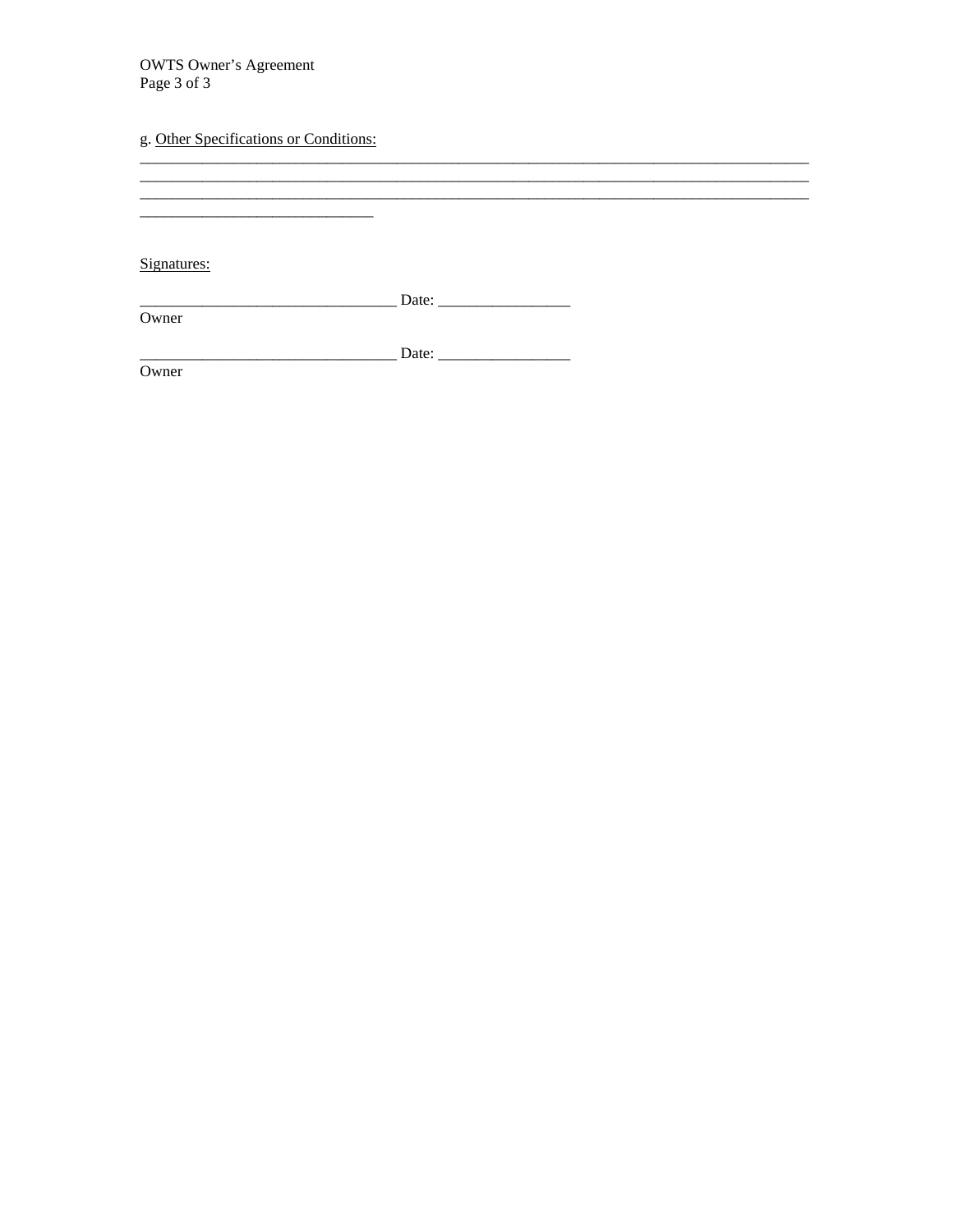g. <u>Other Specifications or Conditions:</u>

_____________________________________________________________________________________
_____________________________________________________________________________________
_____________________________________________________________________________________
______________________________

<u>Signatures:</u>

________________________________ Date: ________________
Owner

________________________________ Date: ________________
Owner